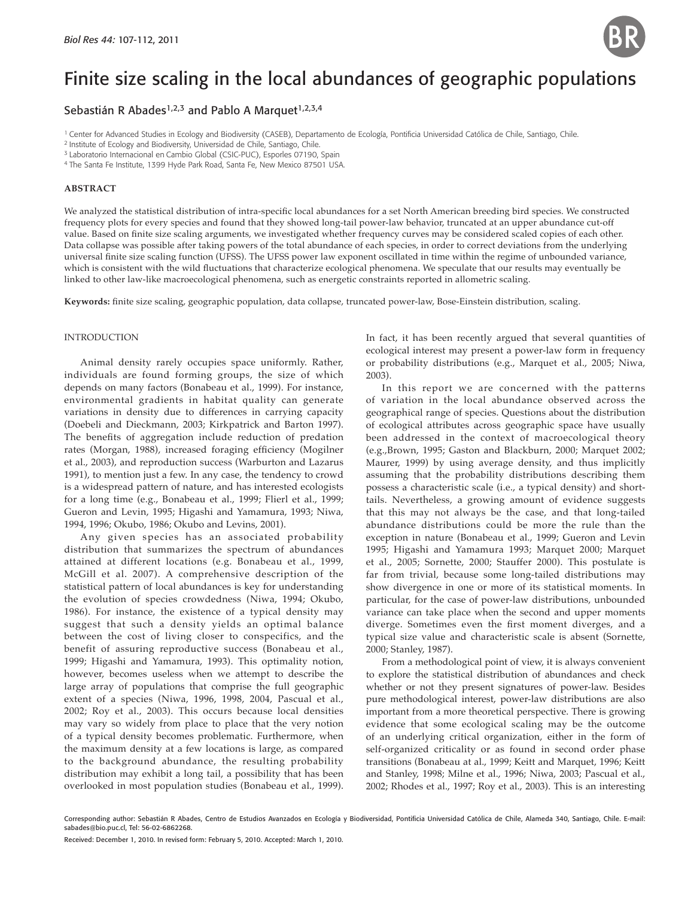# Finite size scaling in the local abundances of geographic populations

Sebastián R Abades[1,2,3] and Pablo A Marquet[1,2,3,4]

[1] Center for Advanced Studies in Ecology and Biodiversity (CASEB), Departamento de Ecología, Pontificia Universidad Católica de Chile, Santiago, Chile.
[2] Institute of Ecology and Biodiversity, Universidad de Chile, Santiago, Chile.
[3] Laboratorio Internacional en Cambio Global (CSIC-PUC), Esporles 07190, Spain
[4] The Santa Fe Institute, 1399 Hyde Park Road, Santa Fe, New Mexico 87501 USA.

## ABSTRACT

We analyzed the statistical distribution of intra-specific local abundances for a set North American breeding bird species. We constructed frequency plots for every species and found that they showed long-tail power-law behavior, truncated at an upper abundance cut-off value. Based on finite size scaling arguments, we investigated whether frequency curves may be considered scaled copies of each other. Data collapse was possible after taking powers of the total abundance of each species, in order to correct deviations from the underlying universal finite size scaling function (UFSS). The UFSS power law exponent oscillated in time within the regime of unbounded variance, which is consistent with the wild fluctuations that characterize ecological phenomena. We speculate that our results may eventually be linked to other law-like macroecological phenomena, such as energetic constraints reported in allometric scaling.

**Keywords:** finite size scaling, geographic population, data collapse, truncated power-law, Bose-Einstein distribution, scaling.

## INTRODUCTION

Animal density rarely occupies space uniformly. Rather, individuals are found forming groups, the size of which depends on many factors (Bonabeau et al., 1999). For instance, environmental gradients in habitat quality can generate variations in density due to differences in carrying capacity (Doebeli and Dieckmann, 2003; Kirkpatrick and Barton 1997). The benefits of aggregation include reduction of predation rates (Morgan, 1988), increased foraging efficiency (Mogilner et al., 2003), and reproduction success (Warburton and Lazarus 1991), to mention just a few. In any case, the tendency to crowd is a widespread pattern of nature, and has interested ecologists for a long time (e.g., Bonabeau et al., 1999; Flierl et al., 1999; Gueron and Levin, 1995; Higashi and Yamamura, 1993; Niwa, 1994, 1996; Okubo, 1986; Okubo and Levins, 2001).

Any given species has an associated probability distribution that summarizes the spectrum of abundances attained at different locations (e.g. Bonabeau et al., 1999, McGill et al. 2007). A comprehensive description of the statistical pattern of local abundances is key for understanding the evolution of species crowdedness (Niwa, 1994; Okubo, 1986). For instance, the existence of a typical density may suggest that such a density yields an optimal balance between the cost of living closer to conspecifics, and the benefit of assuring reproductive success (Bonabeau et al., 1999; Higashi and Yamamura, 1993). This optimality notion, however, becomes useless when we attempt to describe the large array of populations that comprise the full geographic extent of a species (Niwa, 1996, 1998, 2004, Pascual et al., 2002; Roy et al., 2003). This occurs because local densities may vary so widely from place to place that the very notion of a typical density becomes problematic. Furthermore, when the maximum density at a few locations is large, as compared to the background abundance, the resulting probability distribution may exhibit a long tail, a possibility that has been overlooked in most population studies (Bonabeau et al., 1999). In fact, it has been recently argued that several quantities of ecological interest may present a power-law form in frequency or probability distributions (e.g., Marquet et al., 2005; Niwa, 2003).

In this report we are concerned with the patterns of variation in the local abundance observed across the geographical range of species. Questions about the distribution of ecological attributes across geographic space have usually been addressed in the context of macroecological theory (e.g.,Brown, 1995; Gaston and Blackburn, 2000; Marquet 2002; Maurer, 1999) by using average density, and thus implicitly assuming that the probability distributions describing them possess a characteristic scale (i.e., a typical density) and short-tails. Nevertheless, a growing amount of evidence suggests that this may not always be the case, and that long-tailed abundance distributions could be more the rule than the exception in nature (Bonabeau et al., 1999; Gueron and Levin 1995; Higashi and Yamamura 1993; Marquet 2000; Marquet et al., 2005; Sornette, 2000; Stauffer 2000). This postulate is far from trivial, because some long-tailed distributions may show divergence in one or more of its statistical moments. In particular, for the case of power-law distributions, unbounded variance can take place when the second and upper moments diverge. Sometimes even the first moment diverges, and a typical size value and characteristic scale is absent (Sornette, 2000; Stanley, 1987).

From a methodological point of view, it is always convenient to explore the statistical distribution of abundances and check whether or not they present signatures of power-law. Besides pure methodological interest, power-law distributions are also important from a more theoretical perspective. There is growing evidence that some ecological scaling may be the outcome of an underlying critical organization, either in the form of self-organized criticality or as found in second order phase transitions (Bonabeau at al., 1999; Keitt and Marquet, 1996; Keitt and Stanley, 1998; Milne et al., 1996; Niwa, 2003; Pascual et al., 2002; Rhodes et al., 1997; Roy et al., 2003). This is an interesting

Corresponding author: Sebastián R Abades, Centro de Estudios Avanzados en Ecología y Biodiversidad, Pontificia Universidad Católica de Chile, Alameda 340, Santiago, Chile. E-mail: sabades@bio.puc.cl, Tel: 56-02-6862268.

Received: December 1, 2010. In revised form: February 5, 2010. Accepted: March 1, 2010.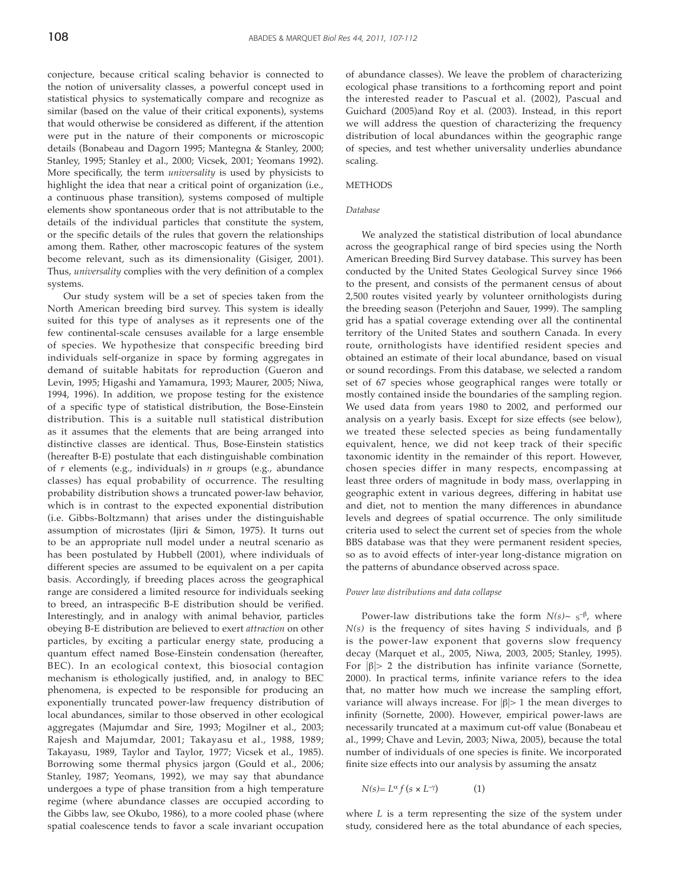conjecture, because critical scaling behavior is connected to the notion of universality classes, a powerful concept used in statistical physics to systematically compare and recognize as similar (based on the value of their critical exponents), systems that would otherwise be considered as different, if the attention were put in the nature of their components or microscopic details (Bonabeau and Dagorn 1995; Mantegna & Stanley, 2000; Stanley, 1995; Stanley et al., 2000; Vicsek, 2001; Yeomans 1992). More specifically, the term *universality* is used by physicists to highlight the idea that near a critical point of organization (i.e., a continuous phase transition), systems composed of multiple elements show spontaneous order that is not attributable to the details of the individual particles that constitute the system, or the specific details of the rules that govern the relationships among them. Rather, other macroscopic features of the system become relevant, such as its dimensionality (Gisiger, 2001). Thus, *universality* complies with the very definition of a complex systems.

Our study system will be a set of species taken from the North American breeding bird survey. This system is ideally suited for this type of analyses as it represents one of the few continental-scale censuses available for a large ensemble of species. We hypothesize that conspecific breeding bird individuals self-organize in space by forming aggregates in demand of suitable habitats for reproduction (Gueron and Levin, 1995; Higashi and Yamamura, 1993; Maurer, 2005; Niwa, 1994, 1996). In addition, we propose testing for the existence of a specific type of statistical distribution, the Bose-Einstein distribution. This is a suitable null statistical distribution as it assumes that the elements that are being arranged into distinctive classes are identical. Thus, Bose-Einstein statistics (hereafter B-E) postulate that each distinguishable combination of *r* elements (e.g., individuals) in *n* groups (e.g., abundance classes) has equal probability of occurrence. The resulting probability distribution shows a truncated power-law behavior, which is in contrast to the expected exponential distribution (i.e. Gibbs-Boltzmann) that arises under the distinguishable assumption of microstates (Ijiri & Simon, 1975). It turns out to be an appropriate null model under a neutral scenario as has been postulated by Hubbell (2001), where individuals of different species are assumed to be equivalent on a per capita basis. Accordingly, if breeding places across the geographical range are considered a limited resource for individuals seeking to breed, an intraspecific B-E distribution should be verified. Interestingly, and in analogy with animal behavior, particles obeying B-E distribution are believed to exert *attraction* on other particles, by exciting a particular energy state, producing a quantum effect named Bose-Einstein condensation (hereafter, BEC). In an ecological context, this biosocial contagion mechanism is ethologically justified, and, in analogy to BEC phenomena, is expected to be responsible for producing an exponentially truncated power-law frequency distribution of local abundances, similar to those observed in other ecological aggregates (Majumdar and Sire, 1993; Mogilner et al., 2003; Rajesh and Majumdar, 2001; Takayasu et al., 1988, 1989; Takayasu, 1989, Taylor and Taylor, 1977; Vicsek et al., 1985). Borrowing some thermal physics jargon (Gould et al., 2006; Stanley, 1987; Yeomans, 1992), we may say that abundance undergoes a type of phase transition from a high temperature regime (where abundance classes are occupied according to the Gibbs law, see Okubo, 1986), to a more cooled phase (where spatial coalescence tends to favor a scale invariant occupation of abundance classes). We leave the problem of characterizing ecological phase transitions to a forthcoming report and point the interested reader to Pascual et al. (2002), Pascual and Guichard (2005)and Roy et al. (2003). Instead, in this report we will address the question of characterizing the frequency distribution of local abundances within the geographic range of species, and test whether universality underlies abundance scaling.

## METHODS

### *Database*

We analyzed the statistical distribution of local abundance across the geographical range of bird species using the North American Breeding Bird Survey database. This survey has been conducted by the United States Geological Survey since 1966 to the present, and consists of the permanent census of about 2,500 routes visited yearly by volunteer ornithologists during the breeding season (Peterjohn and Sauer, 1999). The sampling grid has a spatial coverage extending over all the continental territory of the United States and southern Canada. In every route, ornithologists have identified resident species and obtained an estimate of their local abundance, based on visual or sound recordings. From this database, we selected a random set of 67 species whose geographical ranges were totally or mostly contained inside the boundaries of the sampling region. We used data from years 1980 to 2002, and performed our analysis on a yearly basis. Except for size effects (see below), we treated these selected species as being fundamentally equivalent, hence, we did not keep track of their specific taxonomic identity in the remainder of this report. However, chosen species differ in many respects, encompassing at least three orders of magnitude in body mass, overlapping in geographic extent in various degrees, differing in habitat use and diet, not to mention the many differences in abundance levels and degrees of spatial occurrence. The only similitude criteria used to select the current set of species from the whole BBS database was that they were permanent resident species, so as to avoid effects of inter-year long-distance migration on the patterns of abundance observed across space.

### *Power law distributions and data collapse*

Power-law distributions take the form $N(s) \sim s^{-\beta}$, where $N(s)$ is the frequency of sites having $S$ individuals, and $\beta$ is the power-law exponent that governs slow frequency decay (Marquet et al., 2005, Niwa, 2003, 2005; Stanley, 1995). For $|\beta| > 2$ the distribution has infinite variance (Sornette, 2000). In practical terms, infinite variance refers to the idea that, no matter how much we increase the sampling effort, variance will always increase. For $|\beta| > 1$ the mean diverges to infinity (Sornette, 2000). However, empirical power-laws are necessarily truncated at a maximum cut-off value (Bonabeau et al., 1999; Chave and Levin, 2003; Niwa, 2005), because the total number of individuals of one species is finite. We incorporated finite size effects into our analysis by assuming the ansatz

$$N(s) = L^{\alpha} f(s \times L^{-\gamma}) \qquad (1)$$

where $L$ is a term representing the size of the system under study, considered here as the total abundance of each species,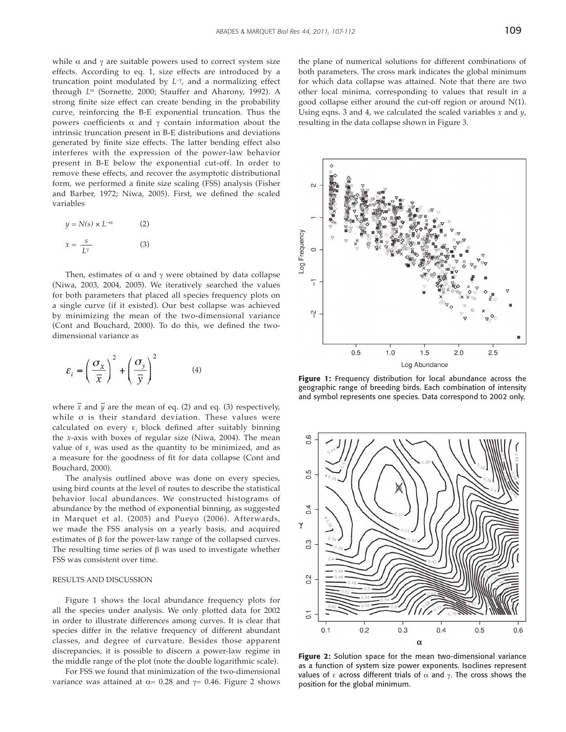while α and γ are suitable powers used to correct system size effects. According to eq. 1, size effects are introduced by a truncation point modulated by $L^{-\gamma}$, and a normalizing effect through $L^{\alpha}$ (Sornette, 2000; Stauffer and Aharony, 1992). A strong finite size effect can create bending in the probability curve, reinforcing the B-E exponential truncation. Thus the powers coefficients α and γ contain information about the intrinsic truncation present in B-E distributions and deviations generated by finite size effects. The latter bending effect also interferes with the expression of the power-law behavior present in B-E below the exponential cut-off. In order to remove these effects, and recover the asymptotic distributional form, we performed a finite size scaling (FSS) analysis (Fisher and Barber, 1972; Niwa, 2005). First, we defined the scaled variables

$$y = N(s) \times L^{-\alpha} \qquad (2)$$

$$x = \frac{s}{L^{\gamma}} \qquad (3)$$

Then, estimates of α and γ were obtained by data collapse (Niwa, 2003, 2004, 2005). We iteratively searched the values for both parameters that placed all species frequency plots on a single curve (if it existed). Our best collapse was achieved by minimizing the mean of the two-dimensional variance (Cont and Bouchard, 2000). To do this, we defined the two-dimensional variance as

$$\varepsilon_i = \left(\frac{\sigma_X}{\bar{x}}\right)^2 + \left(\frac{\sigma_y}{\bar{y}}\right)^2 \qquad (4)$$

where $\bar{x}$ and $\bar{y}$ are the mean of eq. (2) and eq. (3) respectively, while σ is their standard deviation. These values were calculated on every $\varepsilon_i$ block defined after suitably binning the *x*-axis with boxes of regular size (Niwa, 2004). The mean value of $\varepsilon_i$ was used as the quantity to be minimized, and as a measure for the goodness of fit for data collapse (Cont and Bouchard, 2000).

The analysis outlined above was done on every species, using bird counts at the level of routes to describe the statistical behavior local abundances. We constructed histograms of abundance by the method of exponential binning, as suggested in Marquet et al. (2005) and Pueyo (2006). Afterwards, we made the FSS analysis on a yearly basis, and acquired estimates of β for the power-law range of the collapsed curves. The resulting time series of β was used to investigate whether FSS was consistent over time.

## RESULTS AND DISCUSSION

Figure 1 shows the local abundance frequency plots for all the species under analysis. We only plotted data for 2002 in order to illustrate differences among curves. It is clear that species differ in the relative frequency of different abundant classes, and degree of curvature. Besides those apparent discrepancies, it is possible to discern a power-law regime in the middle range of the plot (note the double logarithmic scale).

For FSS we found that minimization of the two-dimensional variance was attained at α= 0.28 and γ= 0.46. Figure 2 shows the plane of numerical solutions for different combinations of both parameters. The cross mark indicates the global minimum for which data collapse was attained. Note that there are two other local minima, corresponding to values that result in a good collapse either around the cut-off region or around N(1). Using eqns. 3 and 4, we calculated the scaled variables *x* and *y*, resulting in the data collapse shown in Figure 3.

**Figure 1:** Frequency distribution for local abundance across the geographic range of breeding birds. Each combination of intensity and symbol represents one species. Data correspond to 2002 only.

**Figure 2:** Solution space for the mean two-dimensional variance as a function of system size power exponents. Isoclines represent values of ε across different trials of α and γ. The cross shows the position for the global minimum.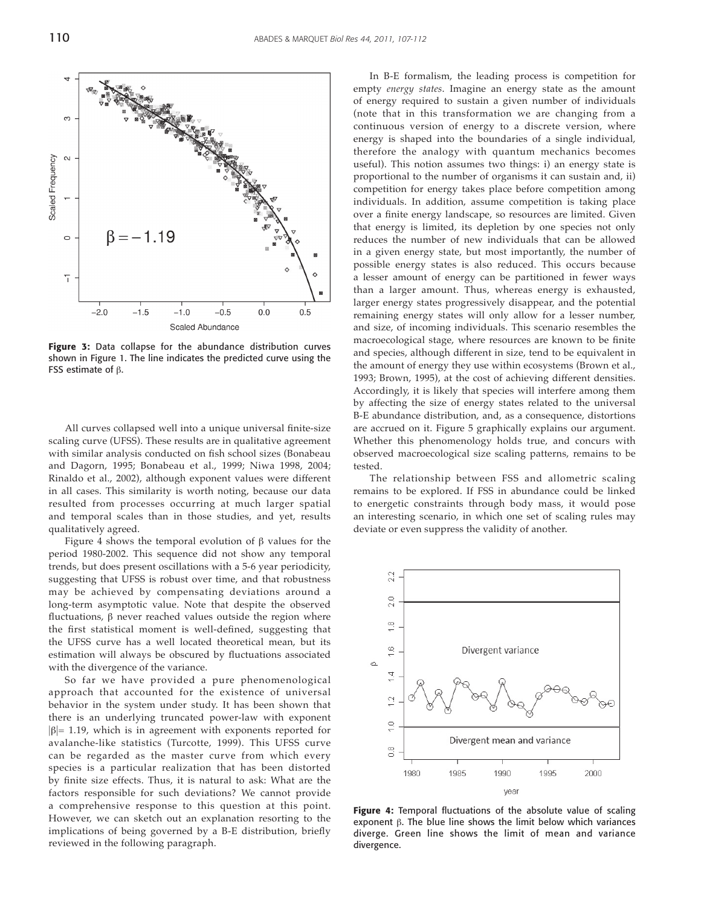Figure 3: Data collapse for the abundance distribution curves shown in Figure 1. The line indicates the predicted curve using the FSS estimate of $\beta$.

All curves collapsed well into a unique universal finite-size scaling curve (UFSS). These results are in qualitative agreement with similar analysis conducted on fish school sizes (Bonabeau and Dagorn, 1995; Bonabeau et al., 1999; Niwa 1998, 2004; Rinaldo et al., 2002), although exponent values were different in all cases. This similarity is worth noting, because our data resulted from processes occurring at much larger spatial and temporal scales than in those studies, and yet, results qualitatively agreed.

Figure 4 shows the temporal evolution of $\beta$ values for the period 1980-2002. This sequence did not show any temporal trends, but does present oscillations with a 5-6 year periodicity, suggesting that UFSS is robust over time, and that robustness may be achieved by compensating deviations around a long-term asymptotic value. Note that despite the observed fluctuations, $\beta$ never reached values outside the region where the first statistical moment is well-defined, suggesting that the UFSS curve has a well located theoretical mean, but its estimation will always be obscured by fluctuations associated with the divergence of the variance.

So far we have provided a pure phenomenological approach that accounted for the existence of universal behavior in the system under study. It has been shown that there is an underlying truncated power-law with exponent $|\beta|= 1.19$, which is in agreement with exponents reported for avalanche-like statistics (Turcotte, 1999). This UFSS curve can be regarded as the master curve from which every species is a particular realization that has been distorted by finite size effects. Thus, it is natural to ask: What are the factors responsible for such deviations? We cannot provide a comprehensive response to this question at this point. However, we can sketch out an explanation resorting to the implications of being governed by a B-E distribution, briefly reviewed in the following paragraph.

In B-E formalism, the leading process is competition for empty *energy states*. Imagine an energy state as the amount of energy required to sustain a given number of individuals (note that in this transformation we are changing from a continuous version of energy to a discrete version, where energy is shaped into the boundaries of a single individual, therefore the analogy with quantum mechanics becomes useful). This notion assumes two things: i) an energy state is proportional to the number of organisms it can sustain and, ii) competition for energy takes place before competition among individuals. In addition, assume competition is taking place over a finite energy landscape, so resources are limited. Given that energy is limited, its depletion by one species not only reduces the number of new individuals that can be allowed in a given energy state, but most importantly, the number of possible energy states is also reduced. This occurs because a lesser amount of energy can be partitioned in fewer ways than a larger amount. Thus, whereas energy is exhausted, larger energy states progressively disappear, and the potential remaining energy states will only allow for a lesser number, and size, of incoming individuals. This scenario resembles the macroecological stage, where resources are known to be finite and species, although different in size, tend to be equivalent in the amount of energy they use within ecosystems (Brown et al., 1993; Brown, 1995), at the cost of achieving different densities. Accordingly, it is likely that species will interfere among them by affecting the size of energy states related to the universal B-E abundance distribution, and, as a consequence, distortions are accrued on it. Figure 5 graphically explains our argument. Whether this phenomenology holds true, and concurs with observed macroecological size scaling patterns, remains to be tested.

The relationship between FSS and allometric scaling remains to be explored. If FSS in abundance could be linked to energetic constraints through body mass, it would pose an interesting scenario, in which one set of scaling rules may deviate or even suppress the validity of another.

Figure 4: Temporal fluctuations of the absolute value of scaling exponent $\beta$. The blue line shows the limit below which variances diverge. Green line shows the limit of mean and variance divergence.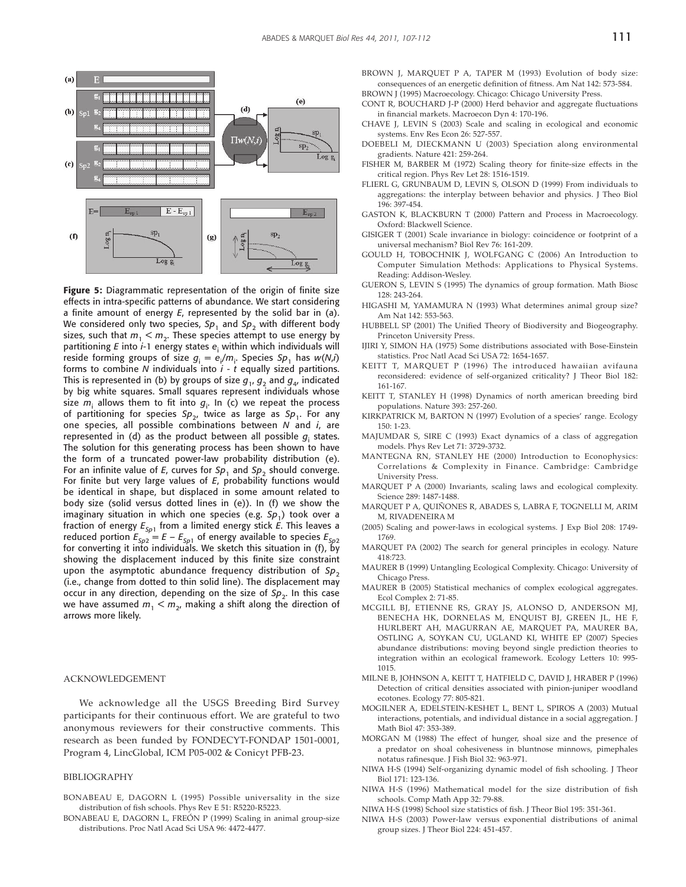**Figure 5:** Diagrammatic representation of the origin of finite size effects in intra-specific patterns of abundance. We start considering a finite amount of energy $E$, represented by the solid bar in (a). We considered only two species, $Sp_1$ and $Sp_2$ with different body sizes, such that $m_1 < m_2$. These species attempt to use energy by partitioning $E$ into $i$-1 energy states $e_i$ within which individuals will reside forming groups of size $g_i = e_i/m_i$. Species $Sp_1$ has $w(N,i)$ forms to combine $N$ individuals into $i$ - $t$ equally sized partitions. This is represented in (b) by groups of size $g_1$, $g_2$ and $g_4$, indicated by big white squares. Small squares represent individuals whose size $m_i$ allows them to fit into $g_i$. In (c) we repeat the process of partitioning for species $Sp_2$, twice as large as $Sp_1$. For any one species, all possible combinations between $N$ and $i$, are represented in (d) as the product between all possible $g_i$ states. The solution for this generating process has been shown to have the form of a truncated power-law probability distribution (e). For an infinite value of $E$, curves for $Sp_1$ and $Sp_2$ should converge. For finite but very large values of $E$, probability functions would be identical in shape, but displaced in some amount related to body size (solid versus dotted lines in (e)). In (f) we show the imaginary situation in which one species (e.g. $Sp_1$) took over a fraction of energy $E_{Sp1}$ from a limited energy stick $E$. This leaves a reduced portion $E_{Sp2} = E - E_{Sp1}$ of energy available to species $E_{Sp2}$ for converting it into individuals. We sketch this situation in (f), by showing the displacement induced by this finite size constraint upon the asymptotic abundance frequency distribution of $Sp_2$ (i.e., change from dotted to thin solid line). The displacement may occur in any direction, depending on the size of $Sp_2$. In this case we have assumed $m_1 < m_2$, making a shift along the direction of arrows more likely.

## ACKNOWLEDGEMENT

We acknowledge all the USGS Breeding Bird Survey participants for their continuous effort. We are grateful to two anonymous reviewers for their constructive comments. This research as been funded by FONDECYT-FONDAP 1501-0001, Program 4, LincGlobal, ICM P05-002 & Conicyt PFB-23.

## BIBLIOGRAPHY

BONABEAU E, DAGORN L (1995) Possible universality in the size distribution of fish schools. Phys Rev E 51: R5220-R5223.

BONABEAU E, DAGORN L, FREÓN P (1999) Scaling in animal group-size distributions. Proc Natl Acad Sci USA 96: 4472-4477.

BROWN J, MARQUET P A, TAPER M (1993) Evolution of body size: consequences of an energetic definition of fitness. Am Nat 142: 573-584.

BROWN J (1995) Macroecology. Chicago: Chicago University Press.

CONT R, BOUCHARD J-P (2000) Herd behavior and aggregate fluctuations in financial markets. Macroecon Dyn 4: 170-196.

CHAVE J, LEVIN S (2003) Scale and scaling in ecological and economic systems. Env Res Econ 26: 527-557.

DOEBELI M, DIECKMANN U (2003) Speciation along environmental gradients. Nature 421: 259-264.

FISHER M, BARBER M (1972) Scaling theory for finite-size effects in the critical region. Phys Rev Let 28: 1516-1519.

FLIERL G, GRUNBAUM D, LEVIN S, OLSON D (1999) From individuals to aggregations: the interplay between behavior and physics. J Theo Biol 196: 397-454.

GASTON K, BLACKBURN T (2000) Pattern and Process in Macroecology. Oxford: Blackwell Science.

GISIGER T (2001) Scale invariance in biology: coincidence or footprint of a universal mechanism? Biol Rev 76: 161-209.

GOULD H, TOBOCHNIK J, WOLFGANG C (2006) An Introduction to Computer Simulation Methods: Applications to Physical Systems. Reading: Addison-Wesley.

GUERON S, LEVIN S (1995) The dynamics of group formation. Math Biosc 128: 243-264.

HIGASHI M, YAMAMURA N (1993) What determines animal group size? Am Nat 142: 553-563.

HUBBELL SP (2001) The Unified Theory of Biodiversity and Biogeography. Princeton University Press.

IJIRI Y, SIMON HA (1975) Some distributions associated with Bose-Einstein statistics. Proc Natl Acad Sci USA 72: 1654-1657.

KEITT T, MARQUET P (1996) The introduced hawaiian avifauna reconsidered: evidence of self-organized criticality? J Theor Biol 182: 161-167.

KEITT T, STANLEY H (1998) Dynamics of north american breeding bird populations. Nature 393: 257-260.

KIRKPATRICK M, BARTON N (1997) Evolution of a species' range. Ecology 150: 1-23.

MAJUMDAR S, SIRE C (1993) Exact dynamics of a class of aggregation models. Phys Rev Let 71: 3729-3732.

MANTEGNA RN, STANLEY HE (2000) Introduction to Econophysics: Correlations & Complexity in Finance. Cambridge: Cambridge University Press.

MARQUET P A (2000) Invariants, scaling laws and ecological complexity. Science 289: 1487-1488.

MARQUET P A, QUIÑONES R, ABADES S, LABRA F, TOGNELLI M, ARIM M, RIVADENEIRA M (2005) Scaling and power-laws in ecological systems. J Exp Biol 208: 1749-1769.

MARQUET PA (2002) The search for general principles in ecology. Nature 418:723.

MAURER B (1999) Untangling Ecological Complexity. Chicago: University of Chicago Press.

MAURER B (2005) Statistical mechanics of complex ecological aggregates. Ecol Complex 2: 71-85.

MCGILL BJ, ETIENNE RS, GRAY JS, ALONSO D, ANDERSON MJ, BENECHA HK, DORNELAS M, ENQUIST BJ, GREEN JL, HE F, HURLBERT AH, MAGURRAN AE, MARQUET PA, MAURER BA, OSTLING A, SOYKAN CU, UGLAND KI, WHITE EP (2007) Species abundance distributions: moving beyond single prediction theories to integration within an ecological framework. Ecology Letters 10: 995-1015.

MILNE B, JOHNSON A, KEITT T, HATFIELD C, DAVID J, HRABER P (1996) Detection of critical densities associated with pinion-juniper woodland ecotones. Ecology 77: 805-821.

MOGILNER A, EDELSTEIN-KESHET L, BENT L, SPIROS A (2003) Mutual interactions, potentials, and individual distance in a social aggregation. J Math Biol 47: 353-389.

MORGAN M (1988) The effect of hunger, shoal size and the presence of a predator on shoal cohesiveness in bluntnose minnows, pimephales notatus rafinesque. J Fish Biol 32: 963-971.

NIWA H-S (1994) Self-organizing dynamic model of fish schooling. J Theor Biol 171: 123-136.

NIWA H-S (1996) Mathematical model for the size distribution of fish schools. Comp Math App 32: 79-88.

NIWA H-S (1998) School size statistics of fish. J Theor Biol 195: 351-361.

NIWA H-S (2003) Power-law versus exponential distributions of animal group sizes. J Theor Biol 224: 451-457.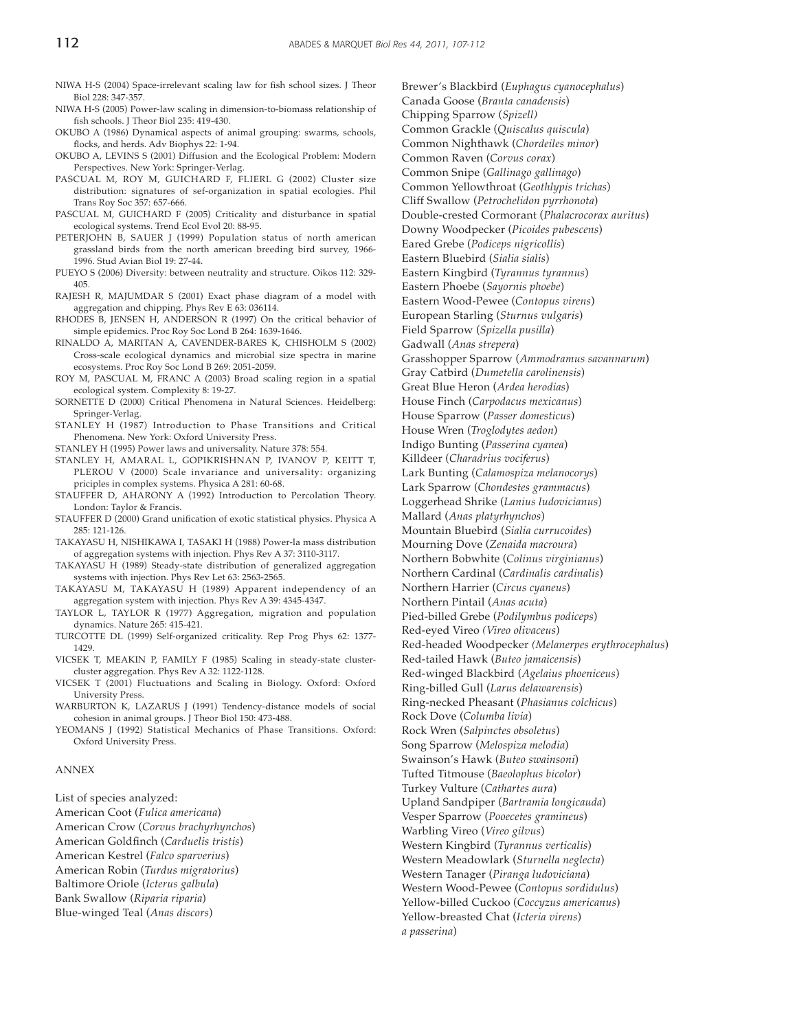NIWA H-S (2004) Space-irrelevant scaling law for fish school sizes. J Theor Biol 228: 347-357.

NIWA H-S (2005) Power-law scaling in dimension-to-biomass relationship of fish schools. J Theor Biol 235: 419-430.

OKUBO A (1986) Dynamical aspects of animal grouping: swarms, schools, flocks, and herds. Adv Biophys 22: 1-94.

OKUBO A, LEVINS S (2001) Diffusion and the Ecological Problem: Modern Perspectives. New York: Springer-Verlag.

PASCUAL M, ROY M, GUICHARD F, FLIERL G (2002) Cluster size distribution: signatures of sef-organization in spatial ecologies. Phil Trans Roy Soc 357: 657-666.

PASCUAL M, GUICHARD F (2005) Criticality and disturbance in spatial ecological systems. Trend Ecol Evol 20: 88-95.

PETERJOHN B, SAUER J (1999) Population status of north american grassland birds from the north american breeding bird survey, 1966-1996. Stud Avian Biol 19: 27-44.

PUEYO S (2006) Diversity: between neutrality and structure. Oikos 112: 329-405.

RAJESH R, MAJUMDAR S (2001) Exact phase diagram of a model with aggregation and chipping. Phys Rev E 63: 036114.

RHODES B, JENSEN H, ANDERSON R (1997) On the critical behavior of simple epidemics. Proc Roy Soc Lond B 264: 1639-1646.

RINALDO A, MARITAN A, CAVENDER-BARES K, CHISHOLM S (2002) Cross-scale ecological dynamics and microbial size spectra in marine ecosystems. Proc Roy Soc Lond B 269: 2051-2059.

ROY M, PASCUAL M, FRANC A (2003) Broad scaling region in a spatial ecological system. Complexity 8: 19-27.

SORNETTE D (2000) Critical Phenomena in Natural Sciences. Heidelberg: Springer-Verlag.

STANLEY H (1987) Introduction to Phase Transitions and Critical Phenomena. New York: Oxford University Press.

STANLEY H (1995) Power laws and universality. Nature 378: 554.

STANLEY H, AMARAL L, GOPIKRISHNAN P, IVANOV P, KEITT T, PLEROU V (2000) Scale invariance and universality: organizing priciples in complex systems. Physica A 281: 60-68.

STAUFFER D, AHARONY A (1992) Introduction to Percolation Theory. London: Taylor & Francis.

STAUFFER D (2000) Grand unification of exotic statistical physics. Physica A 285: 121-126.

TAKAYASU H, NISHIKAWA I, TASAKI H (1988) Power-la mass distribution of aggregation systems with injection. Phys Rev A 37: 3110-3117.

TAKAYASU H (1989) Steady-state distribution of generalized aggregation systems with injection. Phys Rev Let 63: 2563-2565.

TAKAYASU M, TAKAYASU H (1989) Apparent independency of an aggregation system with injection. Phys Rev A 39: 4345-4347.

TAYLOR L, TAYLOR R (1977) Aggregation, migration and population dynamics. Nature 265: 415-421.

TURCOTTE DL (1999) Self-organized criticality. Rep Prog Phys 62: 1377-1429.

VICSEK T, MEAKIN P, FAMILY F (1985) Scaling in steady-state cluster-cluster aggregation. Phys Rev A 32: 1122-1128.

VICSEK T (2001) Fluctuations and Scaling in Biology. Oxford: Oxford University Press.

WARBURTON K, LAZARUS J (1991) Tendency-distance models of social cohesion in animal groups. J Theor Biol 150: 473-488.

YEOMANS J (1992) Statistical Mechanics of Phase Transitions. Oxford: Oxford University Press.

## ANNEX

List of species analyzed:

American Coot (*Fulica americana*)
American Crow (*Corvus brachyrhynchos*)
American Goldfinch (*Carduelis tristis*)
American Kestrel (*Falco sparverius*)
American Robin (*Turdus migratorius*)
Baltimore Oriole (*Icterus galbula*)
Bank Swallow (*Riparia riparia*)
Blue-winged Teal (*Anas discors*)
Brewer's Blackbird (*Euphagus cyanocephalus*)
Canada Goose (*Branta canadensis*)
Chipping Sparrow (*Spizell)*
Common Grackle (*Quiscalus quiscula*)
Common Nighthawk (*Chordeiles minor*)
Common Raven (*Corvus corax*)
Common Snipe (*Gallinago gallinago*)
Common Yellowthroat (*Geothlypis trichas*)
Cliff Swallow (*Petrochelidon pyrrhonota*)
Double-crested Cormorant (*Phalacrocorax auritus*)
Downy Woodpecker (*Picoides pubescens*)
Eared Grebe (*Podiceps nigricollis*)
Eastern Bluebird (*Sialia sialis*)
Eastern Kingbird (*Tyrannus tyrannus*)
Eastern Phoebe (*Sayornis phoebe*)
Eastern Wood-Pewee (*Contopus virens*)
European Starling (*Sturnus vulgaris*)
Field Sparrow (*Spizella pusilla*)
Gadwall (*Anas strepera*)
Grasshopper Sparrow (*Ammodramus savannarum*)
Gray Catbird (*Dumetella carolinensis*)
Great Blue Heron (*Ardea herodias*)
House Finch (*Carpodacus mexicanus*)
House Sparrow (*Passer domesticus*)
House Wren (*Troglodytes aedon*)
Indigo Bunting (*Passerina cyanea*)
Killdeer (*Charadrius vociferus*)
Lark Bunting (*Calamospiza melanocorys*)
Lark Sparrow (*Chondestes grammacus*)
Loggerhead Shrike (*Lanius ludovicianus*)
Mallard (*Anas platyrhynchos*)
Mountain Bluebird (*Sialia currucoides*)
Mourning Dove (*Zenaida macroura*)
Northern Bobwhite (*Colinus virginianus*)
Northern Cardinal (*Cardinalis cardinalis*)
Northern Harrier (*Circus cyaneus*)
Northern Pintail (*Anas acuta*)
Pied-billed Grebe (*Podilymbus podiceps*)
Red-eyed Vireo *(Vireo olivaceus*)
Red-headed Woodpecker *(Melanerpes erythrocephalus*)
Red-tailed Hawk (*Buteo jamaicensis*)
Red-winged Blackbird (*Agelaius phoeniceus*)
Ring-billed Gull (*Larus delawarensis*)
Ring-necked Pheasant (*Phasianus colchicus*)
Rock Dove (*Columba livia*)
Rock Wren (*Salpinctes obsoletus*)
Song Sparrow (*Melospiza melodia*)
Swainson's Hawk (*Buteo swainsoni*)
Tufted Titmouse (*Baeolophus bicolor*)
Turkey Vulture (*Cathartes aura*)
Upland Sandpiper (*Bartramia longicauda*)
Vesper Sparrow (*Pooecetes gramineus*)
Warbling Vireo (*Vireo gilvus*)
Western Kingbird (*Tyrannus verticalis*)
Western Meadowlark (*Sturnella neglecta*)
Western Tanager (*Piranga ludoviciana*)
Western Wood-Pewee (*Contopus sordidulus*)
Yellow-billed Cuckoo (*Coccyzus americanus*)
Yellow-breasted Chat (*Icteria virens*)
*a passerina*)